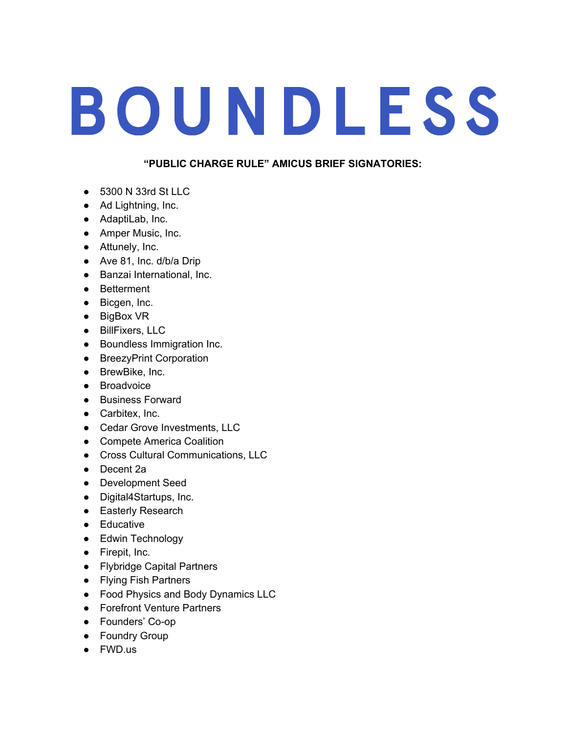# BOUNDLESS

**"PUBLIC CHARGE RULE" AMICUS BRIEF SIGNATORIES:**

- 5300 N 33rd St LLC
- Ad Lightning, Inc.
- AdaptiLab, Inc.
- Amper Music, Inc.
- Attunely, Inc.
- Ave 81, Inc. d/b/a Drip
- Banzai International, Inc.
- Betterment
- Bicgen, Inc.
- BigBox VR
- BillFixers, LLC
- Boundless Immigration Inc.
- BreezyPrint Corporation
- BrewBike, Inc.
- Broadvoice
- Business Forward
- Carbitex, Inc.
- Cedar Grove Investments, LLC
- Compete America Coalition
- Cross Cultural Communications, LLC
- Decent 2a
- Development Seed
- Digital4Startups, Inc.
- Easterly Research
- Educative
- Edwin Technology
- Firepit, Inc.
- Flybridge Capital Partners
- Flying Fish Partners
- Food Physics and Body Dynamics LLC
- Forefront Venture Partners
- Founders' Co-op
- Foundry Group
- FWD.us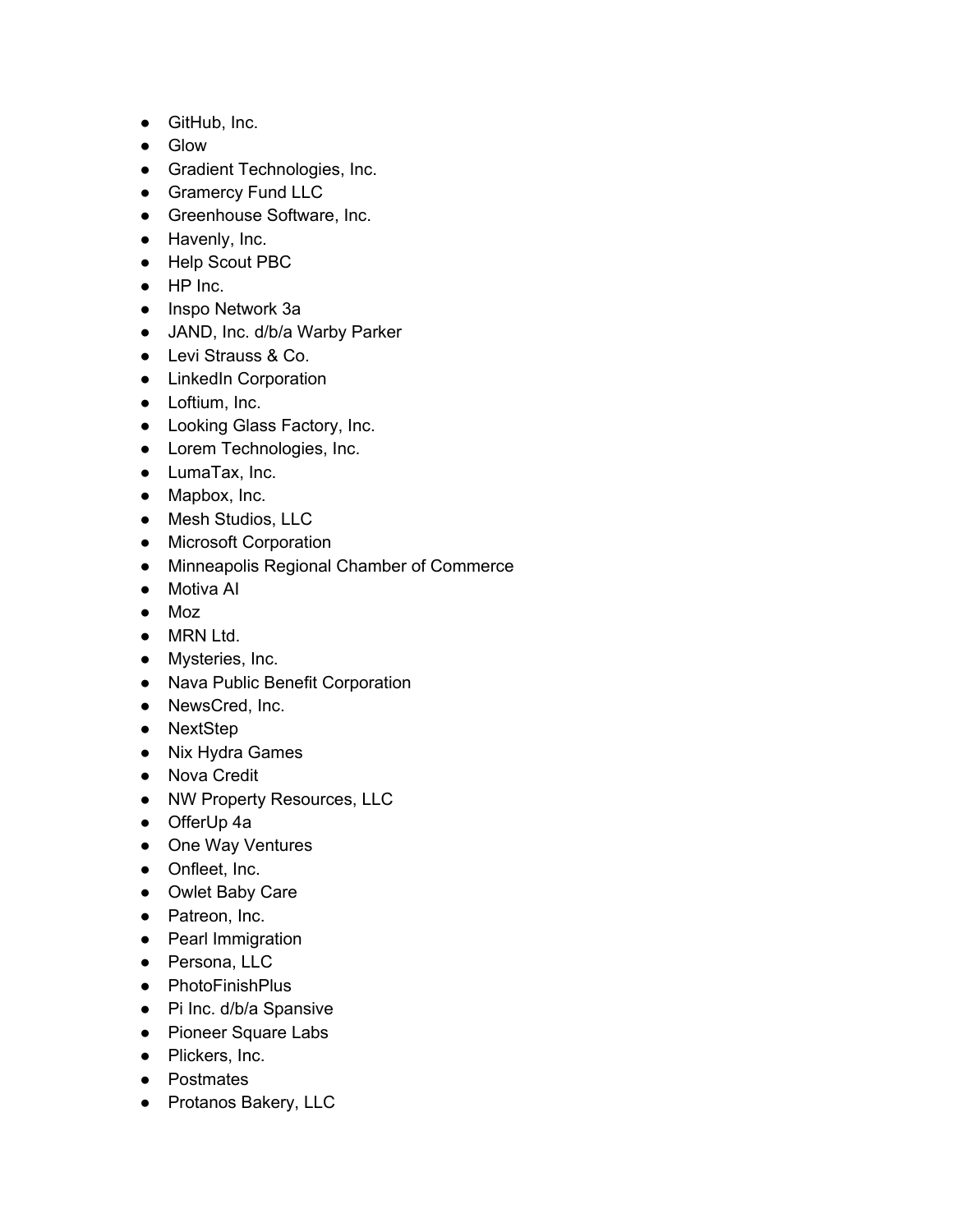- GitHub, Inc.
- Glow
- Gradient Technologies, Inc.
- Gramercy Fund LLC
- Greenhouse Software, Inc.
- Havenly, Inc.
- Help Scout PBC
- HP Inc.
- Inspo Network 3a
- JAND, Inc. d/b/a Warby Parker
- Levi Strauss & Co.
- LinkedIn Corporation
- Loftium, Inc.
- Looking Glass Factory, Inc.
- Lorem Technologies, Inc.
- LumaTax, Inc.
- Mapbox, Inc.
- Mesh Studios, LLC
- Microsoft Corporation
- Minneapolis Regional Chamber of Commerce
- Motiva AI
- Moz
- MRN Ltd.
- Mysteries, Inc.
- Nava Public Benefit Corporation
- NewsCred, Inc.
- NextStep
- Nix Hydra Games
- Nova Credit
- NW Property Resources, LLC
- OfferUp 4a
- One Way Ventures
- Onfleet, Inc.
- Owlet Baby Care
- Patreon, Inc.
- Pearl Immigration
- Persona, LLC
- PhotoFinishPlus
- Pi Inc. d/b/a Spansive
- Pioneer Square Labs
- Plickers, Inc.
- Postmates
- Protanos Bakery, LLC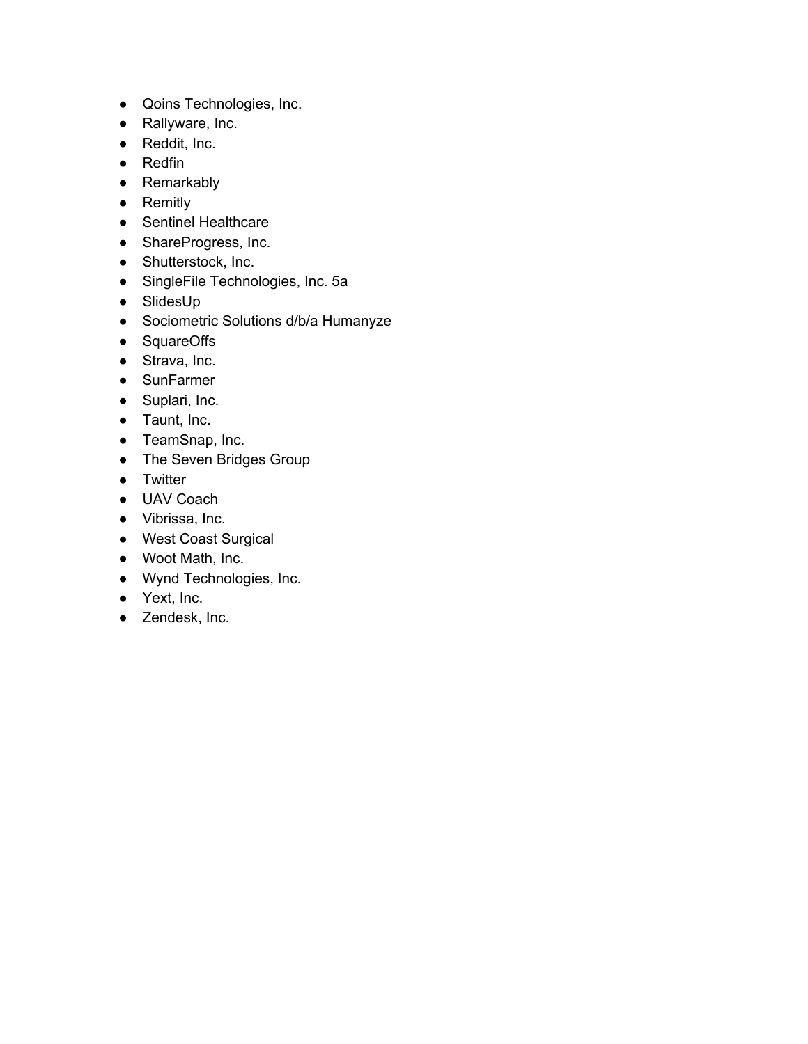- Qoins Technologies, Inc.
- Rallyware, Inc.
- Reddit, Inc.
- Redfin
- Remarkably
- Remitly
- Sentinel Healthcare
- ShareProgress, Inc.
- Shutterstock, Inc.
- SingleFile Technologies, Inc. 5a
- SlidesUp
- Sociometric Solutions d/b/a Humanyze
- SquareOffs
- Strava, Inc.
- SunFarmer
- Suplari, Inc.
- Taunt, Inc.
- TeamSnap, Inc.
- The Seven Bridges Group
- Twitter
- UAV Coach
- Vibrissa, Inc.
- West Coast Surgical
- Woot Math, Inc.
- Wynd Technologies, Inc.
- Yext, Inc.
- Zendesk, Inc.